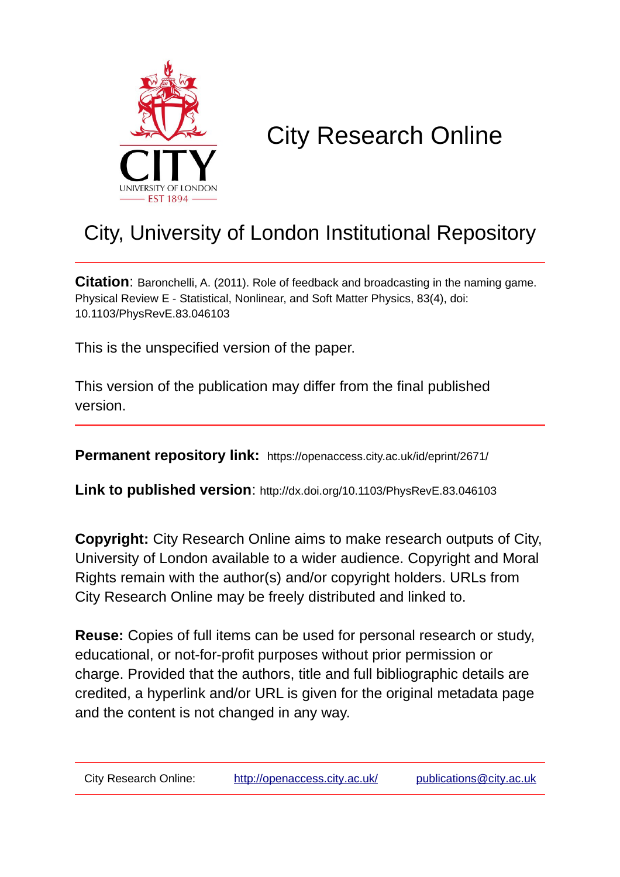# City Research Online

## City, University of London Institutional Repository

**Citation**: Baronchelli, A. (2011). Role of feedback and broadcasting in the naming game. Physical Review E - Statistical, Nonlinear, and Soft Matter Physics, 83(4), doi: 10.1103/PhysRevE.83.046103

This is the unspecified version of the paper.

This version of the publication may differ from the final published version.

**Permanent repository link:** https://openaccess.city.ac.uk/id/eprint/2671/

**Link to published version**: http://dx.doi.org/10.1103/PhysRevE.83.046103

**Copyright:** City Research Online aims to make research outputs of City, University of London available to a wider audience. Copyright and Moral Rights remain with the author(s) and/or copyright holders. URLs from City Research Online may be freely distributed and linked to.

**Reuse:** Copies of full items can be used for personal research or study, educational, or not-for-profit purposes without prior permission or charge. Provided that the authors, title and full bibliographic details are credited, a hyperlink and/or URL is given for the original metadata page and the content is not changed in any way.

City Research Online: http://openaccess.city.ac.uk/ publications@city.ac.uk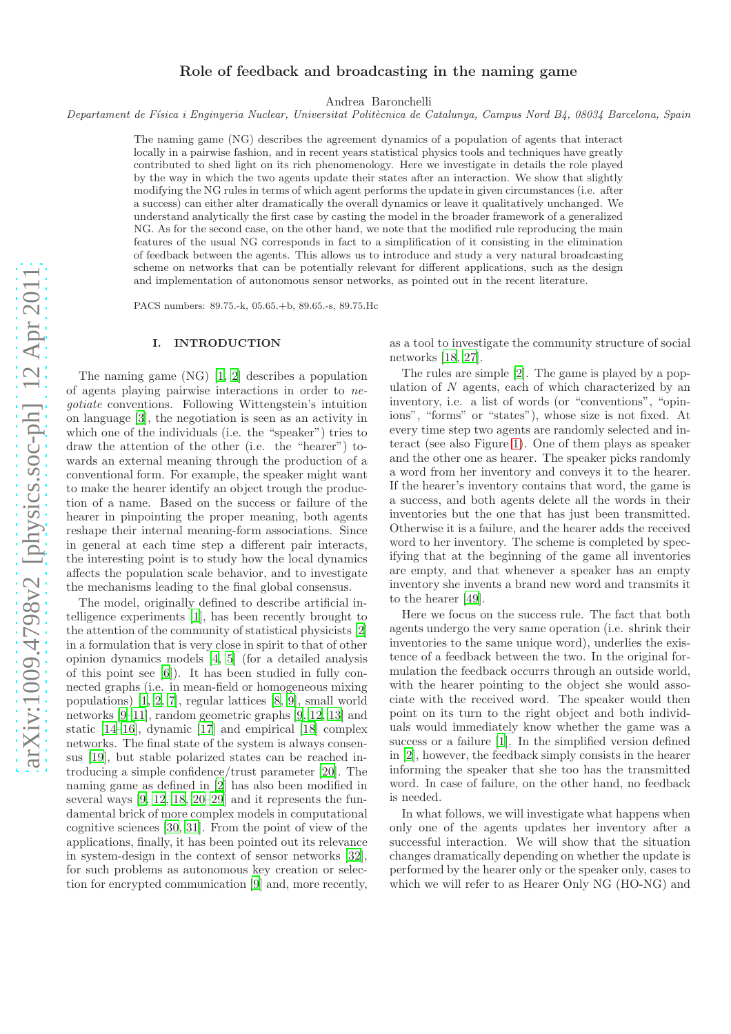# Role of feedback and broadcasting in the naming game

Andrea Baronchelli

*Departament de Física i Enginyeria Nuclear, Universitat Politècnica de Catalunya, Campus Nord B4, 08034 Barcelona, Spain*

The naming game (NG) describes the agreement dynamics of a population of agents that interact locally in a pairwise fashion, and in recent years statistical physics tools and techniques have greatly contributed to shed light on its rich phenomenology. Here we investigate in details the role played by the way in which the two agents update their states after an interaction. We show that slightly modifying the NG rules in terms of which agent performs the update in given circumstances (i.e. after a success) can either alter dramatically the overall dynamics or leave it qualitatively unchanged. We understand analytically the first case by casting the model in the broader framework of a generalized NG. As for the second case, on the other hand, we note that the modified rule reproducing the main features of the usual NG corresponds in fact to a simplification of it consisting in the elimination of feedback between the agents. This allows us to introduce and study a very natural broadcasting scheme on networks that can be potentially relevant for different applications, such as the design and implementation of autonomous sensor networks, as pointed out in the recent literature.

PACS numbers: 89.75.-k, 05.65.+b, 89.65.-s, 89.75.Hc

## I. INTRODUCTION

The naming game (NG) [1, 2] describes a population of agents playing pairwise interactions in order to *negotiate* conventions. Following Wittengstein's intuition on language [3], the negotiation is seen as an activity in which one of the individuals (i.e. the "speaker") tries to draw the attention of the other (i.e. the "hearer") towards an external meaning through the production of a conventional form. For example, the speaker might want to make the hearer identify an object trough the production of a name. Based on the success or failure of the hearer in pinpointing the proper meaning, both agents reshape their internal meaning-form associations. Since in general at each time step a different pair interacts, the interesting point is to study how the local dynamics affects the population scale behavior, and to investigate the mechanisms leading to the final global consensus.

The model, originally defined to describe artificial intelligence experiments [1], has been recently brought to the attention of the community of statistical physicists [2] in a formulation that is very close in spirit to that of other opinion dynamics models [4, 5] (for a detailed analysis of this point see [6]). It has been studied in fully connected graphs (i.e. in mean-field or homogeneous mixing populations) [1, 2, 7], regular lattices [8, 9], small world networks [9–11], random geometric graphs [9, 12, 13] and static [14–16], dynamic [17] and empirical [18] complex networks. The final state of the system is always consensus [19], but stable polarized states can be reached introducing a simple confidence/trust parameter [20]. The naming game as defined in [2] has also been modified in several ways [9, 12, 18, 20–29] and it represents the fundamental brick of more complex models in computational cognitive sciences [30, 31]. From the point of view of the applications, finally, it has been pointed out its relevance in system-design in the context of sensor networks [32], for such problems as autonomous key creation or selection for encrypted communication [9] and, more recently, as a tool to investigate the community structure of social networks [18, 27].

The rules are simple [2]. The game is played by a population of $N$ agents, each of which characterized by an inventory, i.e. a list of words (or "conventions", "opinions", "forms" or "states"), whose size is not fixed. At every time step two agents are randomly selected and interact (see also Figure 1). One of them plays as speaker and the other one as hearer. The speaker picks randomly a word from her inventory and conveys it to the hearer. If the hearer's inventory contains that word, the game is a success, and both agents delete all the words in their inventories but the one that has just been transmitted. Otherwise it is a failure, and the hearer adds the received word to her inventory. The scheme is completed by specifying that at the beginning of the game all inventories are empty, and that whenever a speaker has an empty inventory she invents a brand new word and transmits it to the hearer [49].

Here we focus on the success rule. The fact that both agents undergo the very same operation (i.e. shrink their inventories to the same unique word), underlies the existence of a feedback between the two. In the original formulation the feedback occurrs through an outside world, with the hearer pointing to the object she would associate with the received word. The speaker would then point on its turn to the right object and both individuals would immediately know whether the game was a success or a failure [1]. In the simplified version defined in [2], however, the feedback simply consists in the hearer informing the speaker that she too has the transmitted word. In case of failure, on the other hand, no feedback is needed.

In what follows, we will investigate what happens when only one of the agents updates her inventory after a successful interaction. We will show that the situation changes dramatically depending on whether the update is performed by the hearer only or the speaker only, cases to which we will refer to as Hearer Only NG (HO-NG) and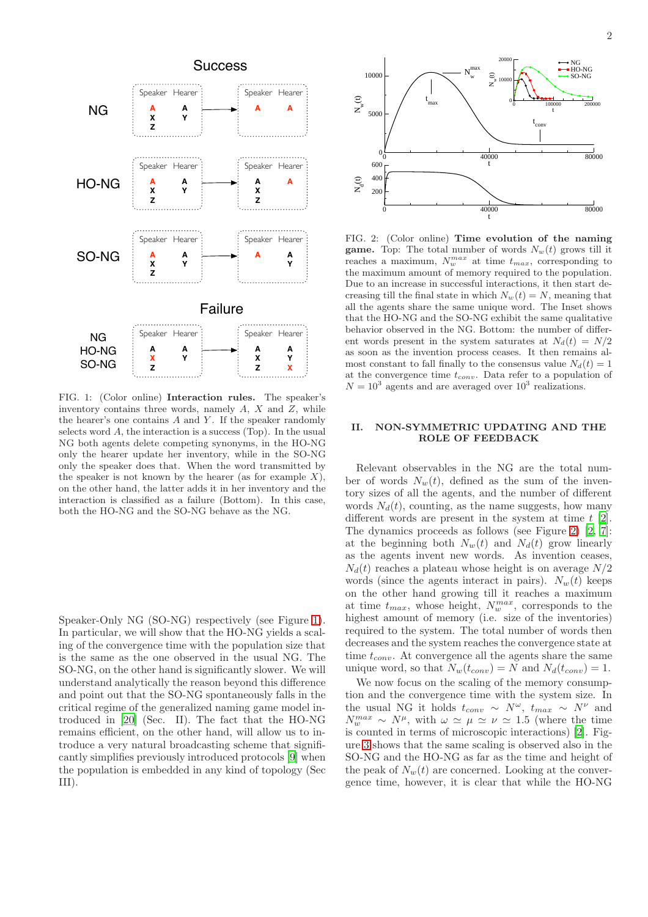FIG. 1: (Color online) **Interaction rules.** The speaker's inventory contains three words, namely $A$, $X$ and $Z$, while the hearer's one contains $A$ and $Y$. If the speaker randomly selects word $A$, the interaction is a success (Top). In the usual NG both agents delete competing synonyms, in the HO-NG only the hearer update her inventory, while in the SO-NG only the speaker does that. When the word transmitted by the speaker is not known by the hearer (as for example $X$), on the other hand, the latter adds it in her inventory and the interaction is classified as a failure (Bottom). In this case, both the HO-NG and the SO-NG behave as the NG.

Speaker-Only NG (SO-NG) respectively (see Figure 1). In particular, we will show that the HO-NG yields a scaling of the convergence time with the population size that is the same as the one observed in the usual NG. The SO-NG, on the other hand is significantly slower. We will understand analytically the reason beyond this difference and point out that the SO-NG spontaneously falls in the critical regime of the generalized naming game model introduced in [20] (Sec. II). The fact that the HO-NG remains efficient, on the other hand, will allow us to introduce a very natural broadcasting scheme that significantly simplifies previously introduced protocols [9] when the population is embedded in any kind of topology (Sec III).

FIG. 2: (Color online) **Time evolution of the naming game.** Top: The total number of words $N_w(t)$ grows till it reaches a maximum, $N_w^{max}$ at time $t_{max}$, corresponding to the maximum amount of memory required to the population. Due to an increase in successful interactions, it then start decreasing till the final state in which $N_w(t) = N$, meaning that all the agents share the same unique word. The Inset shows that the HO-NG and the SO-NG exhibit the same qualitative behavior observed in the NG. Bottom: the number of different words present in the system saturates at $N_d(t) = N/2$ as soon as the invention process ceases. It then remains almost constant to fall finally to the consensus value $N_d(t) = 1$ at the convergence time $t_{conv}$. Data refer to a population of $N = 10^3$ agents and are averaged over $10^3$ realizations.

## II. NON-SYMMETRIC UPDATING AND THE ROLE OF FEEDBACK

Relevant observables in the NG are the total number of words $N_w(t)$, defined as the sum of the inventory sizes of all the agents, and the number of different words $N_d(t)$, counting, as the name suggests, how many different words are present in the system at time $t$ [2]. The dynamics proceeds as follows (see Figure 2) [2, 7]: at the beginning both $N_w(t)$ and $N_d(t)$ grow linearly as the agents invent new words. As invention ceases, $N_d(t)$ reaches a plateau whose height is on average $N/2$ words (since the agents interact in pairs). $N_w(t)$ keeps on the other hand growing till it reaches a maximum at time $t_{max}$, whose height, $N_w^{max}$, corresponds to the highest amount of memory (i.e. size of the inventories) required to the system. The total number of words then decreases and the system reaches the convergence state at time $t_{conv}$. At convergence all the agents share the same unique word, so that $N_w(t_{conv}) = N$ and $N_d(t_{conv}) = 1$.

We now focus on the scaling of the memory consumption and the convergence time with the system size. In the usual NG it holds $t_{conv} \sim N^{\omega}$, $t_{max} \sim N^{\nu}$ and $N_w^{max} \sim N^{\mu}$, with $\omega \simeq \mu \simeq \nu \simeq 1.5$ (where the time is counted in terms of microscopic interactions) [2]. Figure 3 shows that the same scaling is observed also in the SO-NG and the HO-NG as far as the time and height of the peak of $N_w(t)$ are concerned. Looking at the convergence time, however, it is clear that while the HO-NG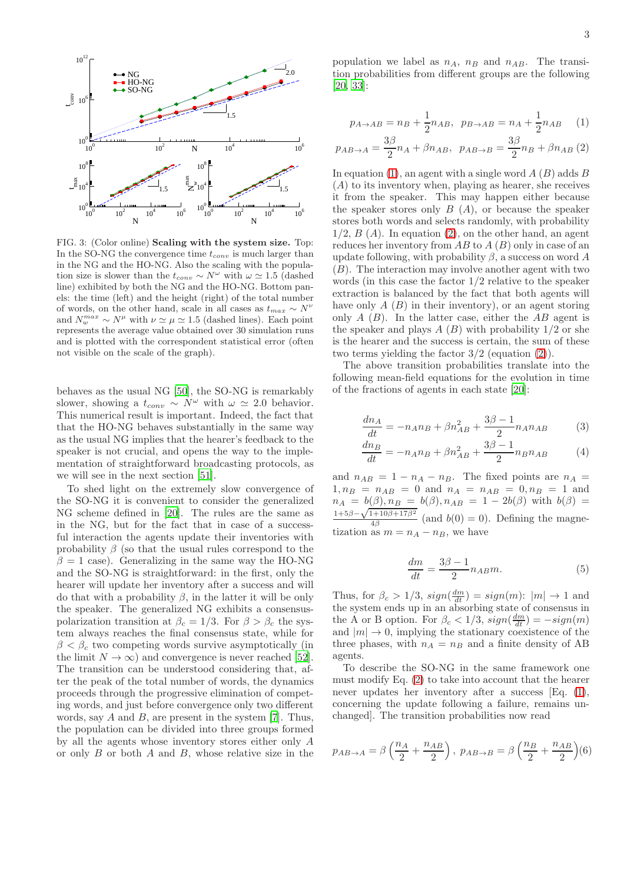FIG. 3: (Color online) **Scaling with the system size.** Top: In the SO-NG the convergence time $t_{conv}$ is much larger than in the NG and the HO-NG. Also the scaling with the population size is slower than the $t_{conv} \sim N^{\omega}$ with $\omega \simeq 1.5$ (dashed line) exhibited by both the NG and the HO-NG. Bottom panels: the time (left) and the height (right) of the total number of words, on the other hand, scale in all cases as $t_{max} \sim N^{\nu}$ and $N_w^{max} \sim N^{\mu}$ with $\nu \simeq \mu \simeq 1.5$ (dashed lines). Each point represents the average value obtained over 30 simulation runs and is plotted with the correspondent statistical error (often not visible on the scale of the graph).

behaves as the usual NG [50], the SO-NG is remarkably slower, showing a $t_{conv} \sim N^{\omega}$ with $\omega \simeq 2.0$ behavior. This numerical result is important. Indeed, the fact that that the HO-NG behaves substantially in the same way as the usual NG implies that the hearer's feedback to the speaker is not crucial, and opens the way to the implementation of straightforward broadcasting protocols, as we will see in the next section [51].

To shed light on the extremely slow convergence of the SO-NG it is convenient to consider the generalized NG scheme defined in [20]. The rules are the same as in the NG, but for the fact that in case of a successful interaction the agents update their inventories with probability $\beta$ (so that the usual rules correspond to the $\beta = 1$ case). Generalizing in the same way the HO-NG and the SO-NG is straightforward: in the first, only the hearer will update her inventory after a success and will do that with a probability $\beta$, in the latter it will be only the speaker. The generalized NG exhibits a consensus-polarization transition at $\beta_c = 1/3$. For $\beta > \beta_c$ the system always reaches the final consensus state, while for $\beta < \beta_c$ two competing words survive asymptotically (in the limit $N \to \infty$) and convergence is never reached [52]. The transition can be understood considering that, after the peak of the total number of words, the dynamics proceeds through the progressive elimination of competing words, and just before convergence only two different words, say $A$ and $B$, are present in the system [7]. Thus, the population can be divided into three groups formed by all the agents whose inventory stores either only $A$ or only $B$ or both $A$ and $B$, whose relative size in the population we label as $n_A$, $n_B$ and $n_{AB}$. The transition probabilities from different groups are the following [20, 33]:

$$p_{A\to AB} = n_B + \frac{1}{2}n_{AB}, \;\; p_{B\to AB} = n_A + \frac{1}{2}n_{AB} \quad (1)$$

$$p_{AB\to A} = \frac{3\beta}{2}n_A + \beta n_{AB}, \;\; p_{AB\to B} = \frac{3\beta}{2}n_B + \beta n_{AB} \quad (2)$$

In equation (1), an agent with a single word $A$ ($B$) adds $B$ ($A$) to its inventory when, playing as hearer, she receives it from the speaker. This may happen either because the speaker stores only $B$ ($A$), or because the speaker stores both words and selects randomly, with probability $1/2$, $B$ ($A$). In equation (2), on the other hand, an agent reduces her inventory from $AB$ to $A$ ($B$) only in case of an update following, with probability $\beta$, a success on word $A$ ($B$). The interaction may involve another agent with two words (in this case the factor $1/2$ relative to the speaker extraction is balanced by the fact that both agents will have only $A$ ($B$) in their inventory), or an agent storing only $A$ ($B$). In the latter case, either the $AB$ agent is the speaker and plays $A$ ($B$) with probability $1/2$ or she is the hearer and the success is certain, the sum of these two terms yielding the factor $3/2$ (equation (2)).

The above transition probabilities translate into the following mean-field equations for the evolution in time of the fractions of agents in each state [20]:

$$\frac{dn_A}{dt} = -n_A n_B + \beta n_{AB}^2 + \frac{3\beta - 1}{2} n_A n_{AB} \quad (3)$$

$$\frac{dn_B}{dt} = -n_A n_B + \beta n_{AB}^2 + \frac{3\beta - 1}{2} n_B n_{AB} \quad (4)$$

and $n_{AB} = 1 - n_A - n_B$. The fixed points are $n_A = 1, n_B = n_{AB} = 0$ and $n_A = n_{AB} = 0, n_B = 1$ and $n_A = b(\beta), n_B = b(\beta), n_{AB} = 1 - 2b(\beta)$ with $b(\beta) = \frac{1+5\beta-\sqrt{1+10\beta+17\beta^2}}{4\beta}$ (and $b(0) = 0$). Defining the magnetization as $m = n_A - n_B$, we have

$$\frac{dm}{dt} = \frac{3\beta - 1}{2} n_{AB} m. \quad (5)$$

Thus, for $\beta_c > 1/3$, $sign(\frac{dm}{dt}) = sign(m)$: $|m| \to 1$ and the system ends up in an absorbing state of consensus in the A or B option. For $\beta_c < 1/3$, $sign(\frac{dm}{dt}) = -sign(m)$ and $|m| \to 0$, implying the stationary coexistence of the three phases, with $n_A = n_B$ and a finite density of AB agents.

To describe the SO-NG in the same framework one must modify Eq. (2) to take into account that the hearer never updates her inventory after a success [Eq. (1), concerning the update following a failure, remains unchanged]. The transition probabilities now read

$$p_{AB\to A} = \beta\left(\frac{n_A}{2} + \frac{n_{AB}}{2}\right), \; p_{AB\to B} = \beta\left(\frac{n_B}{2} + \frac{n_{AB}}{2}\right) \quad (6)$$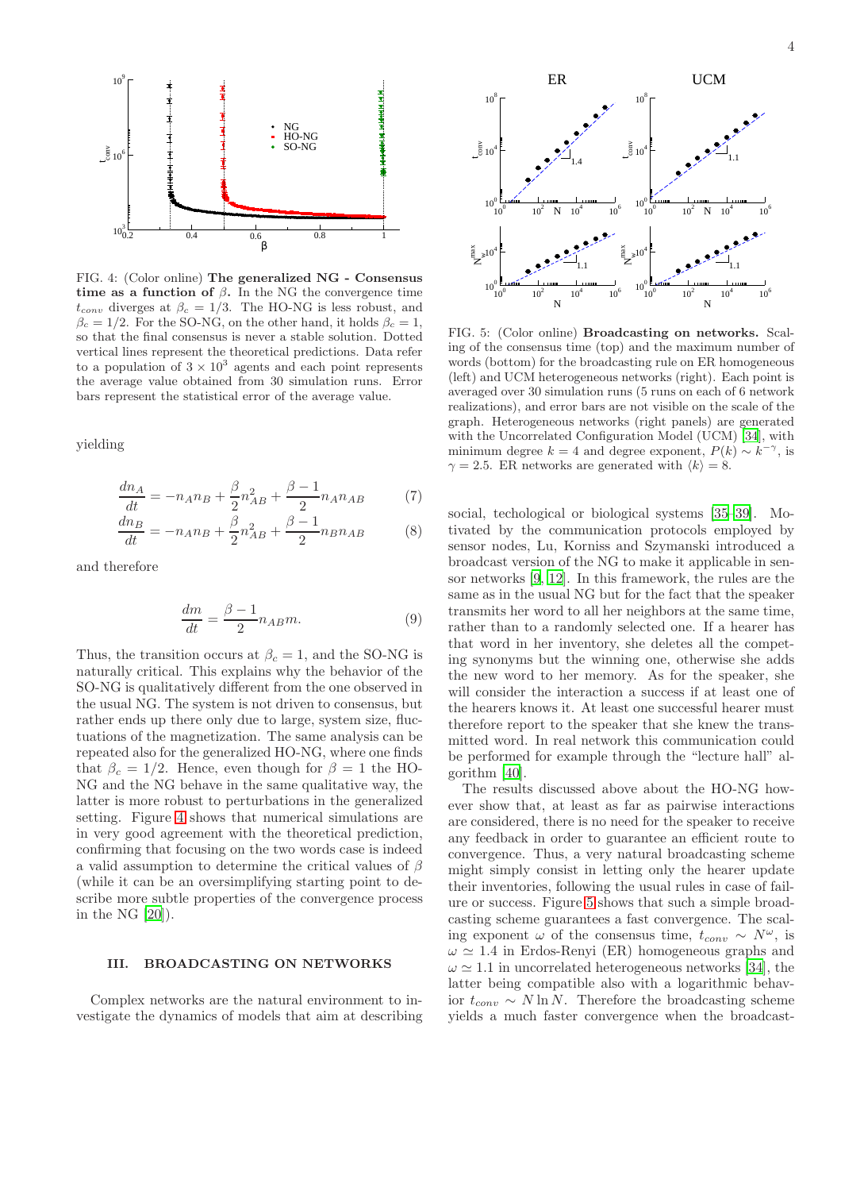FIG. 4: (Color online) **The generalized NG - Consensus time as a function of** $\beta$**.** In the NG the convergence time $t_{conv}$ diverges at $\beta_c = 1/3$. The HO-NG is less robust, and $\beta_c = 1/2$. For the SO-NG, on the other hand, it holds $\beta_c = 1$, so that the final consensus is never a stable solution. Dotted vertical lines represent the theoretical predictions. Data refer to a population of $3 \times 10^3$ agents and each point represents the average value obtained from 30 simulation runs. Error bars represent the statistical error of the average value.

yielding

$$\frac{dn_A}{dt} = -n_A n_B + \frac{\beta}{2} n_{AB}^2 + \frac{\beta - 1}{2} n_A n_{AB} \qquad (7)$$

$$\frac{dn_B}{dt} = -n_A n_B + \frac{\beta}{2} n_{AB}^2 + \frac{\beta - 1}{2} n_B n_{AB} \qquad (8)$$

and therefore

$$\frac{dm}{dt} = \frac{\beta - 1}{2} n_{AB} m. \qquad (9)$$

Thus, the transition occurs at $\beta_c = 1$, and the SO-NG is naturally critical. This explains why the behavior of the SO-NG is qualitatively different from the one observed in the usual NG. The system is not driven to consensus, but rather ends up there only due to large, system size, fluctuations of the magnetization. The same analysis can be repeated also for the generalized HO-NG, where one finds that $\beta_c = 1/2$. Hence, even though for $\beta = 1$ the HO-NG and the NG behave in the same qualitative way, the latter is more robust to perturbations in the generalized setting. Figure 4 shows that numerical simulations are in very good agreement with the theoretical prediction, confirming that focusing on the two words case is indeed a valid assumption to determine the critical values of $\beta$ (while it can be an oversimplifying starting point to describe more subtle properties of the convergence process in the NG [20]).

## III. BROADCASTING ON NETWORKS

Complex networks are the natural environment to investigate the dynamics of models that aim at describing social, techological or biological systems [35–39]. Motivated by the communication protocols employed by sensor nodes, Lu, Korniss and Szymanski introduced a broadcast version of the NG to make it applicable in sensor networks [9, 12]. In this framework, the rules are the same as in the usual NG but for the fact that the speaker transmits her word to all her neighbors at the same time, rather than to a randomly selected one. If a hearer has that word in her inventory, she deletes all the competing synonyms but the winning one, otherwise she adds the new word to her memory. As for the speaker, she will consider the interaction a success if at least one of the hearers knows it. At least one successful hearer must therefore report to the speaker that she knew the transmitted word. In real network this communication could be performed for example through the "lecture hall" algorithm [40].

FIG. 5: (Color online) **Broadcasting on networks.** Scaling of the consensus time (top) and the maximum number of words (bottom) for the broadcasting rule on ER homogeneous (left) and UCM heterogeneous networks (right). Each point is averaged over 30 simulation runs (5 runs on each of 6 network realizations), and error bars are not visible on the scale of the graph. Heterogeneous networks (right panels) are generated with the Uncorrelated Configuration Model (UCM) [34], with minimum degree $k = 4$ and degree exponent, $P(k) \sim k^{-\gamma}$, is $\gamma = 2.5$. ER networks are generated with $\langle k \rangle = 8$.

The results discussed above about the HO-NG however show that, at least as far as pairwise interactions are considered, there is no need for the speaker to receive any feedback in order to guarantee an efficient route to convergence. Thus, a very natural broadcasting scheme might simply consist in letting only the hearer update their inventories, following the usual rules in case of failure or success. Figure 5 shows that such a simple broadcasting scheme guarantees a fast convergence. The scaling exponent $\omega$ of the consensus time, $t_{conv} \sim N^{\omega}$, is $\omega \simeq 1.4$ in Erdos-Renyi (ER) homogeneous graphs and $\omega \simeq 1.1$ in uncorrelated heterogeneous networks [34], the latter being compatible also with a logarithmic behavior $t_{conv} \sim N \ln N$. Therefore the broadcasting scheme yields a much faster convergence when the broadcast-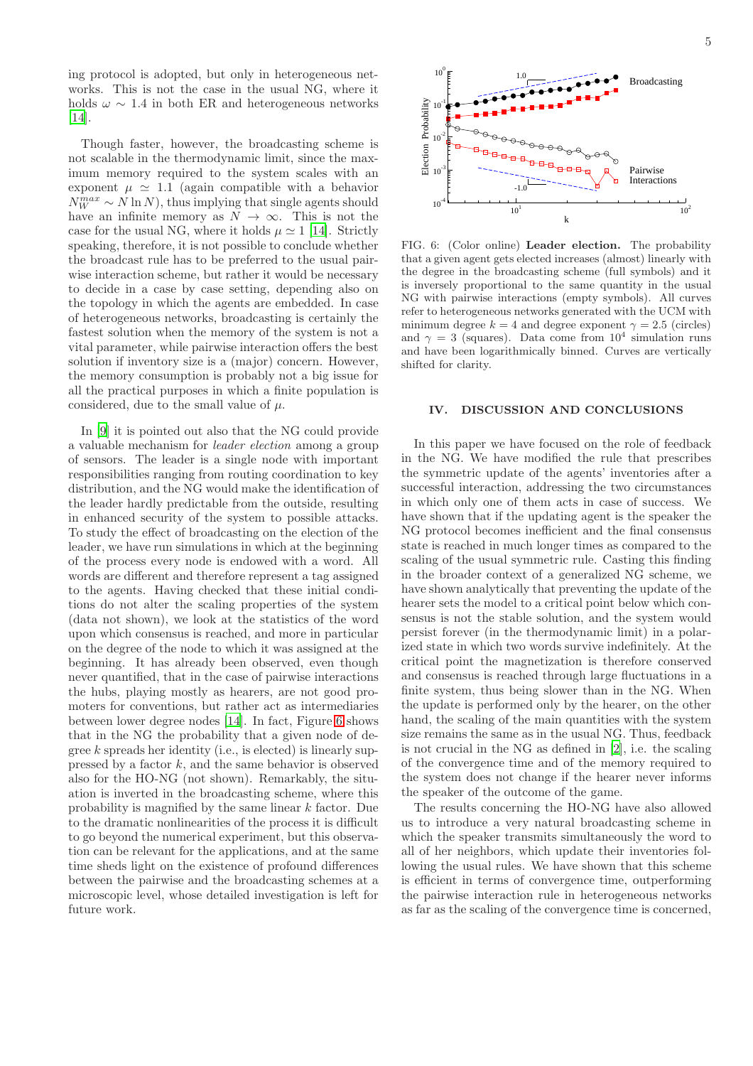ing protocol is adopted, but only in heterogeneous networks. This is not the case in the usual NG, where it holds $\omega \sim 1.4$ in both ER and heterogeneous networks [14].

Though faster, however, the broadcasting scheme is not scalable in the thermodynamic limit, since the maximum memory required to the system scales with an exponent $\mu \simeq 1.1$ (again compatible with a behavior $N_W^{max} \sim N \ln N$), thus implying that single agents should have an infinite memory as $N \to \infty$. This is not the case for the usual NG, where it holds $\mu \simeq 1$ [14]. Strictly speaking, therefore, it is not possible to conclude whether the broadcast rule has to be preferred to the usual pairwise interaction scheme, but rather it would be necessary to decide in a case by case setting, depending also on the topology in which the agents are embedded. In case of heterogeneous networks, broadcasting is certainly the fastest solution when the memory of the system is not a vital parameter, while pairwise interaction offers the best solution if inventory size is a (major) concern. However, the memory consumption is probably not a big issue for all the practical purposes in which a finite population is considered, due to the small value of $\mu$.

In [9] it is pointed out also that the NG could provide a valuable mechanism for *leader election* among a group of sensors. The leader is a single node with important responsibilities ranging from routing coordination to key distribution, and the NG would make the identification of the leader hardly predictable from the outside, resulting in enhanced security of the system to possible attacks. To study the effect of broadcasting on the election of the leader, we have run simulations in which at the beginning of the process every node is endowed with a word. All words are different and therefore represent a tag assigned to the agents. Having checked that these initial conditions do not alter the scaling properties of the system (data not shown), we look at the statistics of the word upon which consensus is reached, and more in particular on the degree of the node to which it was assigned at the beginning. It has already been observed, even though never quantified, that in the case of pairwise interactions the hubs, playing mostly as hearers, are not good promoters for conventions, but rather act as intermediaries between lower degree nodes [14]. In fact, Figure 6 shows that in the NG the probability that a given node of degree $k$ spreads her identity (i.e., is elected) is linearly suppressed by a factor $k$, and the same behavior is observed also for the HO-NG (not shown). Remarkably, the situation is inverted in the broadcasting scheme, where this probability is magnified by the same linear $k$ factor. Due to the dramatic nonlinearities of the process it is difficult to go beyond the numerical experiment, but this observation can be relevant for the applications, and at the same time sheds light on the existence of profound differences between the pairwise and the broadcasting schemes at a microscopic level, whose detailed investigation is left for future work.

FIG. 6: (Color online) **Leader election.** The probability that a given agent gets elected increases (almost) linearly with the degree in the broadcasting scheme (full symbols) and it is inversely proportional to the same quantity in the usual NG with pairwise interactions (empty symbols). All curves refer to heterogeneous networks generated with the UCM with minimum degree $k = 4$ and degree exponent $\gamma = 2.5$ (circles) and $\gamma = 3$ (squares). Data come from $10^4$ simulation runs and have been logarithmically binned. Curves are vertically shifted for clarity.

## IV. DISCUSSION AND CONCLUSIONS

In this paper we have focused on the role of feedback in the NG. We have modified the rule that prescribes the symmetric update of the agents' inventories after a successful interaction, addressing the two circumstances in which only one of them acts in case of success. We have shown that if the updating agent is the speaker the NG protocol becomes inefficient and the final consensus state is reached in much longer times as compared to the scaling of the usual symmetric rule. Casting this finding in the broader context of a generalized NG scheme, we have shown analytically that preventing the update of the hearer sets the model to a critical point below which consensus is not the stable solution, and the system would persist forever (in the thermodynamic limit) in a polarized state in which two words survive indefinitely. At the critical point the magnetization is therefore conserved and consensus is reached through large fluctuations in a finite system, thus being slower than in the NG. When the update is performed only by the hearer, on the other hand, the scaling of the main quantities with the system size remains the same as in the usual NG. Thus, feedback is not crucial in the NG as defined in [2], i.e. the scaling of the convergence time and of the memory required to the system does not change if the hearer never informs the speaker of the outcome of the game.

The results concerning the HO-NG have also allowed us to introduce a very natural broadcasting scheme in which the speaker transmits simultaneously the word to all of her neighbors, which update their inventories following the usual rules. We have shown that this scheme is efficient in terms of convergence time, outperforming the pairwise interaction rule in heterogeneous networks as far as the scaling of the convergence time is concerned,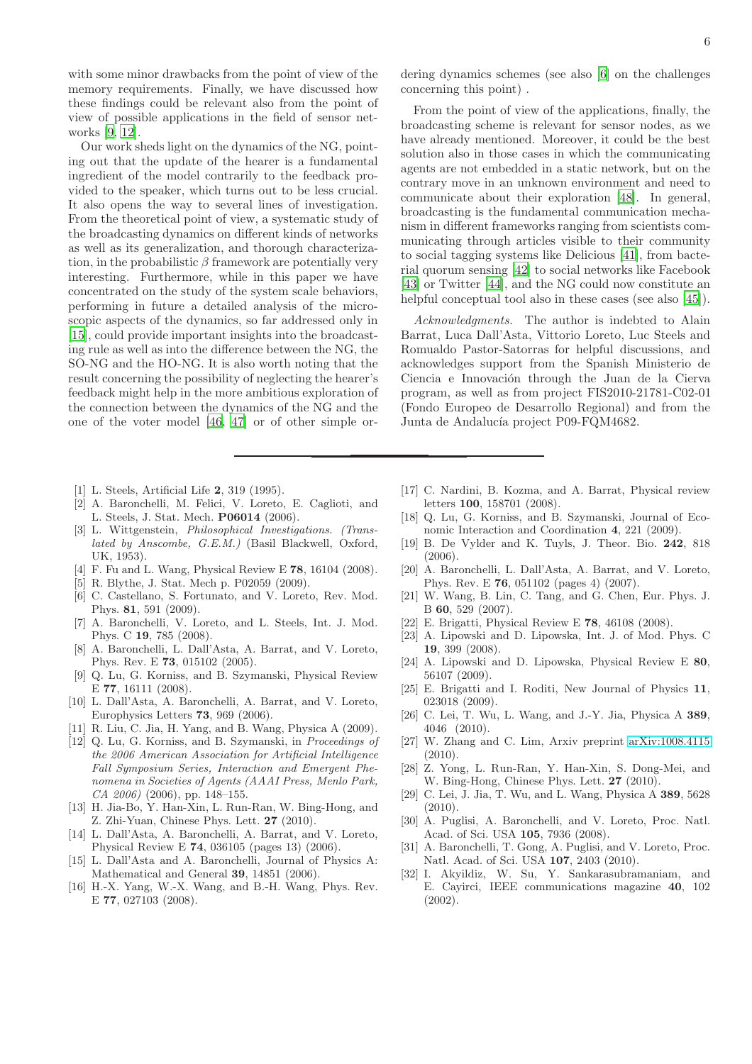with some minor drawbacks from the point of view of the memory requirements. Finally, we have discussed how these findings could be relevant also from the point of view of possible applications in the field of sensor networks [9, 12].

Our work sheds light on the dynamics of the NG, pointing out that the update of the hearer is a fundamental ingredient of the model contrarily to the feedback provided to the speaker, which turns out to be less crucial. It also opens the way to several lines of investigation. From the theoretical point of view, a systematic study of the broadcasting dynamics on different kinds of networks as well as its generalization, and thorough characterization, in the probabilistic $\beta$ framework are potentially very interesting. Furthermore, while in this paper we have concentrated on the study of the system scale behaviors, performing in future a detailed analysis of the microscopic aspects of the dynamics, so far addressed only in [15], could provide important insights into the broadcasting rule as well as into the difference between the NG, the SO-NG and the HO-NG. It is also worth noting that the result concerning the possibility of neglecting the hearer's feedback might help in the more ambitious exploration of the connection between the dynamics of the NG and the one of the voter model [46, 47] or of other simple ordering dynamics schemes (see also [6] on the challenges concerning this point) .

From the point of view of the applications, finally, the broadcasting scheme is relevant for sensor nodes, as we have already mentioned. Moreover, it could be the best solution also in those cases in which the communicating agents are not embedded in a static network, but on the contrary move in an unknown environment and need to communicate about their exploration [48]. In general, broadcasting is the fundamental communication mechanism in different frameworks ranging from scientists communicating through articles visible to their community to social tagging systems like Delicious [41], from bacterial quorum sensing [42] to social networks like Facebook [43] or Twitter [44], and the NG could now constitute an helpful conceptual tool also in these cases (see also [45]).

*Acknowledgments.* The author is indebted to Alain Barrat, Luca Dall'Asta, Vittorio Loreto, Luc Steels and Romualdo Pastor-Satorras for helpful discussions, and acknowledges support from the Spanish Ministerio de Ciencia e Innovación through the Juan de la Cierva program, as well as from project FIS2010-21781-C02-01 (Fondo Europeo de Desarrollo Regional) and from the Junta de Andalucía project P09-FQM4682.

---

[1] L. Steels, Artificial Life **2**, 319 (1995).

[2] A. Baronchelli, M. Felici, V. Loreto, E. Caglioti, and L. Steels, J. Stat. Mech. **P06014** (2006).

[3] L. Wittgenstein, *Philosophical Investigations. (Translated by Anscombe, G.E.M.)* (Basil Blackwell, Oxford, UK, 1953).

[4] F. Fu and L. Wang, Physical Review E **78**, 16104 (2008).

[5] R. Blythe, J. Stat. Mech p. P02059 (2009).

[6] C. Castellano, S. Fortunato, and V. Loreto, Rev. Mod. Phys. **81**, 591 (2009).

[7] A. Baronchelli, V. Loreto, and L. Steels, Int. J. Mod. Phys. C **19**, 785 (2008).

[8] A. Baronchelli, L. Dall'Asta, A. Barrat, and V. Loreto, Phys. Rev. E **73**, 015102 (2005).

[9] Q. Lu, G. Korniss, and B. Szymanski, Physical Review E **77**, 16111 (2008).

[10] L. Dall'Asta, A. Baronchelli, A. Barrat, and V. Loreto, Europhysics Letters **73**, 969 (2006).

[11] R. Liu, C. Jia, H. Yang, and B. Wang, Physica A (2009).

[12] Q. Lu, G. Korniss, and B. Szymanski, in *Proceedings of the 2006 American Association for Artificial Intelligence Fall Symposium Series, Interaction and Emergent Phenomena in Societies of Agents (AAAI Press, Menlo Park, CA 2006)* (2006), pp. 148–155.

[13] H. Jia-Bo, Y. Han-Xin, L. Run-Ran, W. Bing-Hong, and Z. Zhi-Yuan, Chinese Phys. Lett. **27** (2010).

[14] L. Dall'Asta, A. Baronchelli, A. Barrat, and V. Loreto, Physical Review E **74**, 036105 (pages 13) (2006).

[15] L. Dall'Asta and A. Baronchelli, Journal of Physics A: Mathematical and General **39**, 14851 (2006).

[16] H.-X. Yang, W.-X. Wang, and B.-H. Wang, Phys. Rev. E **77**, 027103 (2008).

[17] C. Nardini, B. Kozma, and A. Barrat, Physical review letters **100**, 158701 (2008).

[18] Q. Lu, G. Korniss, and B. Szymanski, Journal of Economic Interaction and Coordination **4**, 221 (2009).

[19] B. De Vylder and K. Tuyls, J. Theor. Bio. **242**, 818 (2006).

[20] A. Baronchelli, L. Dall'Asta, A. Barrat, and V. Loreto, Phys. Rev. E **76**, 051102 (pages 4) (2007).

[21] W. Wang, B. Lin, C. Tang, and G. Chen, Eur. Phys. J. B **60**, 529 (2007).

[22] E. Brigatti, Physical Review E **78**, 46108 (2008).

[23] A. Lipowski and D. Lipowska, Int. J. of Mod. Phys. C **19**, 399 (2008).

[24] A. Lipowski and D. Lipowska, Physical Review E **80**, 56107 (2009).

[25] E. Brigatti and I. Roditi, New Journal of Physics **11**, 023018 (2009).

[26] C. Lei, T. Wu, L. Wang, and J.-Y. Jia, Physica A **389**, 4046 (2010).

[27] W. Zhang and C. Lim, Arxiv preprint arXiv:1008.4115 (2010).

[28] Z. Yong, L. Run-Ran, Y. Han-Xin, S. Dong-Mei, and W. Bing-Hong, Chinese Phys. Lett. **27** (2010).

[29] C. Lei, J. Jia, T. Wu, and L. Wang, Physica A **389**, 5628 (2010).

[30] A. Puglisi, A. Baronchelli, and V. Loreto, Proc. Natl. Acad. of Sci. USA **105**, 7936 (2008).

[31] A. Baronchelli, T. Gong, A. Puglisi, and V. Loreto, Proc. Natl. Acad. of Sci. USA **107**, 2403 (2010).

[32] I. Akyildiz, W. Su, Y. Sankarasubramaniam, and E. Cayirci, IEEE communications magazine **40**, 102 (2002).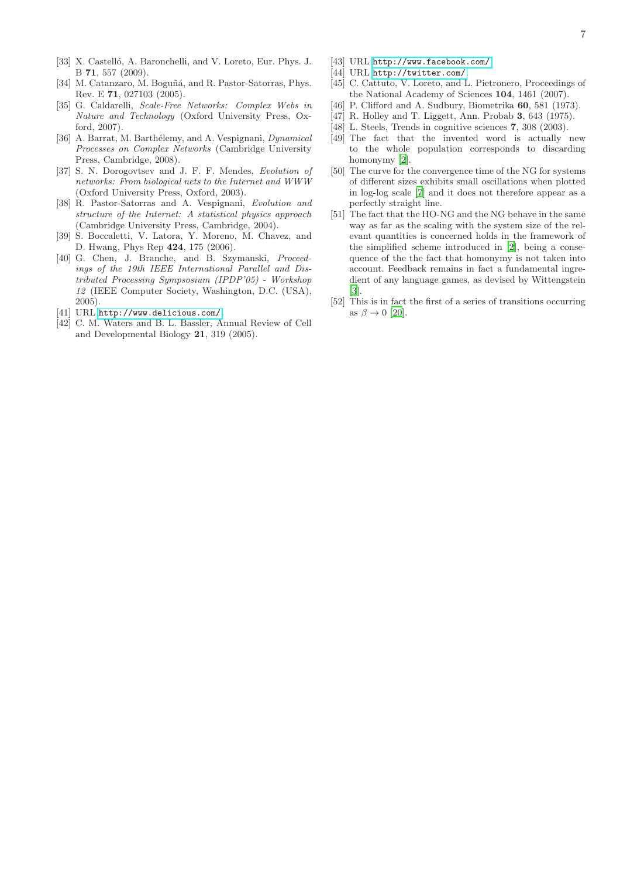[33] X. Castelló, A. Baronchelli, and V. Loreto, Eur. Phys. J. B **71**, 557 (2009).

[34] M. Catanzaro, M. Boguñá, and R. Pastor-Satorras, Phys. Rev. E **71**, 027103 (2005).

[35] G. Caldarelli, *Scale-Free Networks: Complex Webs in Nature and Technology* (Oxford University Press, Oxford, 2007).

[36] A. Barrat, M. Barthélemy, and A. Vespignani, *Dynamical Processes on Complex Networks* (Cambridge University Press, Cambridge, 2008).

[37] S. N. Dorogovtsev and J. F. F. Mendes, *Evolution of networks: From biological nets to the Internet and WWW* (Oxford University Press, Oxford, 2003).

[38] R. Pastor-Satorras and A. Vespignani, *Evolution and structure of the Internet: A statistical physics approach* (Cambridge University Press, Cambridge, 2004).

[39] S. Boccaletti, V. Latora, Y. Moreno, M. Chavez, and D. Hwang, Phys Rep **424**, 175 (2006).

[40] G. Chen, J. Branche, and B. Szymanski, *Proceedings of the 19th IEEE International Parallel and Distributed Processing Sympsosium (IPDP'05) - Workshop 12* (IEEE Computer Society, Washington, D.C. (USA), 2005).

[41] URL http://www.delicious.com/

[42] C. M. Waters and B. L. Bassler, Annual Review of Cell and Developmental Biology **21**, 319 (2005).

[43] URL http://www.facebook.com/

[44] URL http://twitter.com/

[45] C. Cattuto, V. Loreto, and L. Pietronero, Proceedings of the National Academy of Sciences **104**, 1461 (2007).

[46] P. Clifford and A. Sudbury, Biometrika **60**, 581 (1973).

[47] R. Holley and T. Liggett, Ann. Probab **3**, 643 (1975).

[48] L. Steels, Trends in cognitive sciences **7**, 308 (2003).

[49] The fact that the invented word is actually new to the whole population corresponds to discarding homonymy [2].

[50] The curve for the convergence time of the NG for systems of different sizes exhibits small oscillations when plotted in log-log scale [7] and it does not therefore appear as a perfectly straight line.

[51] The fact that the HO-NG and the NG behave in the same way as far as the scaling with the system size of the relevant quantities is concerned holds in the framework of the simplified scheme introduced in [2], being a consequence of the the fact that homonymy is not taken into account. Feedback remains in fact a fundamental ingredient of any language games, as devised by Wittengstein [3].

[52] This is in fact the first of a series of transitions occurring as $\beta \to 0$ [20].